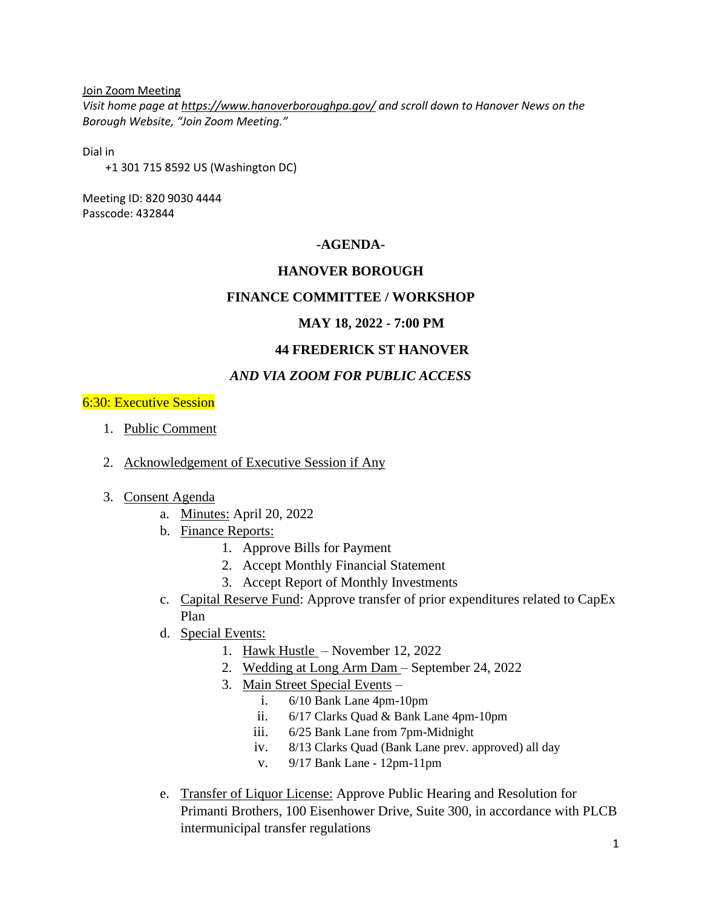Join Zoom Meeting

*Visit home page at https://www.hanoverboroughpa.gov/ and scroll down to Hanover News on the Borough Website, "Join Zoom Meeting."*

Dial in

+1 301 715 8592 US (Washington DC)

Meeting ID: 820 9030 4444

Passcode: 432844

# -AGENDA-

## HANOVER BOROUGH

## FINANCE COMMITTEE / WORKSHOP

## MAY 18, 2022 - 7:00 PM

## 44 FREDERICK ST HANOVER

## *AND VIA ZOOM FOR PUBLIC ACCESS*

6:30: Executive Session

1. Public Comment

2. Acknowledgement of Executive Session if Any

3. Consent Agenda
   a. Minutes: April 20, 2022
   b. Finance Reports:
      1. Approve Bills for Payment
      2. Accept Monthly Financial Statement
      3. Accept Report of Monthly Investments
   c. Capital Reserve Fund: Approve transfer of prior expenditures related to CapEx Plan
   d. Special Events:
      1. Hawk Hustle – November 12, 2022
      2. Wedding at Long Arm Dam – September 24, 2022
      3. Main Street Special Events –
         i. 6/10 Bank Lane 4pm-10pm
         ii. 6/17 Clarks Quad & Bank Lane 4pm-10pm
         iii. 6/25 Bank Lane from 7pm-Midnight
         iv. 8/13 Clarks Quad (Bank Lane prev. approved) all day
         v. 9/17 Bank Lane - 12pm-11pm
   e. Transfer of Liquor License: Approve Public Hearing and Resolution for Primanti Brothers, 100 Eisenhower Drive, Suite 300, in accordance with PLCB intermunicipal transfer regulations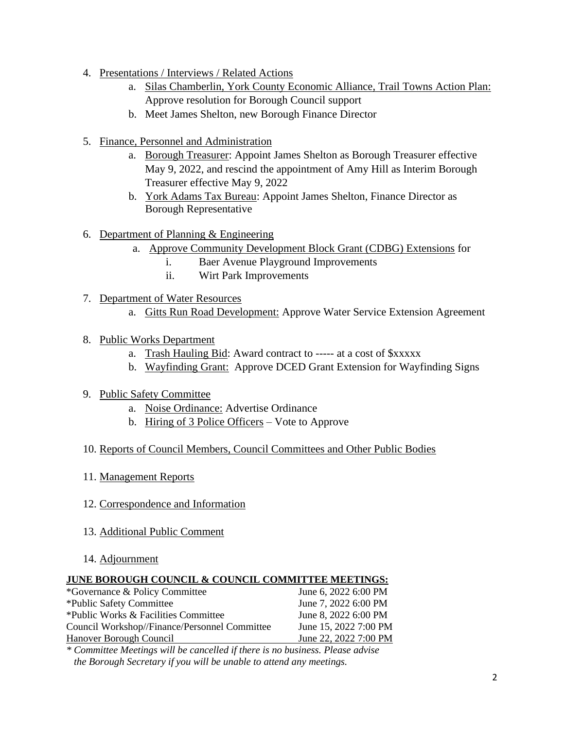4. Presentations / Interviews / Related Actions
    a. Silas Chamberlin, York County Economic Alliance, Trail Towns Action Plan: Approve resolution for Borough Council support
    b. Meet James Shelton, new Borough Finance Director

5. Finance, Personnel and Administration
    a. Borough Treasurer: Appoint James Shelton as Borough Treasurer effective May 9, 2022, and rescind the appointment of Amy Hill as Interim Borough Treasurer effective May 9, 2022
    b. York Adams Tax Bureau: Appoint James Shelton, Finance Director as Borough Representative

6. Department of Planning & Engineering
    a. Approve Community Development Block Grant (CDBG) Extensions for
        i. Baer Avenue Playground Improvements
        ii. Wirt Park Improvements

7. Department of Water Resources
    a. Gitts Run Road Development: Approve Water Service Extension Agreement

8. Public Works Department
    a. Trash Hauling Bid: Award contract to ----- at a cost of $xxxxx
    b. Wayfinding Grant: Approve DCED Grant Extension for Wayfinding Signs

9. Public Safety Committee
    a. Noise Ordinance: Advertise Ordinance
    b. Hiring of 3 Police Officers – Vote to Approve

10. Reports of Council Members, Council Committees and Other Public Bodies

11. Management Reports

12. Correspondence and Information

13. Additional Public Comment

14. Adjournment

**JUNE BOROUGH COUNCIL & COUNCIL COMMITTEE MEETINGS:**

| | |
|---|---|
| *Governance & Policy Committee | June 6, 2022 6:00 PM |
| *Public Safety Committee | June 7, 2022 6:00 PM |
| *Public Works & Facilities Committee | June 8, 2022 6:00 PM |
| Council Workshop//Finance/Personnel Committee | June 15, 2022 7:00 PM |
| Hanover Borough Council | June 22, 2022 7:00 PM |

*\* Committee Meetings will be cancelled if there is no business. Please advise the Borough Secretary if you will be unable to attend any meetings.*